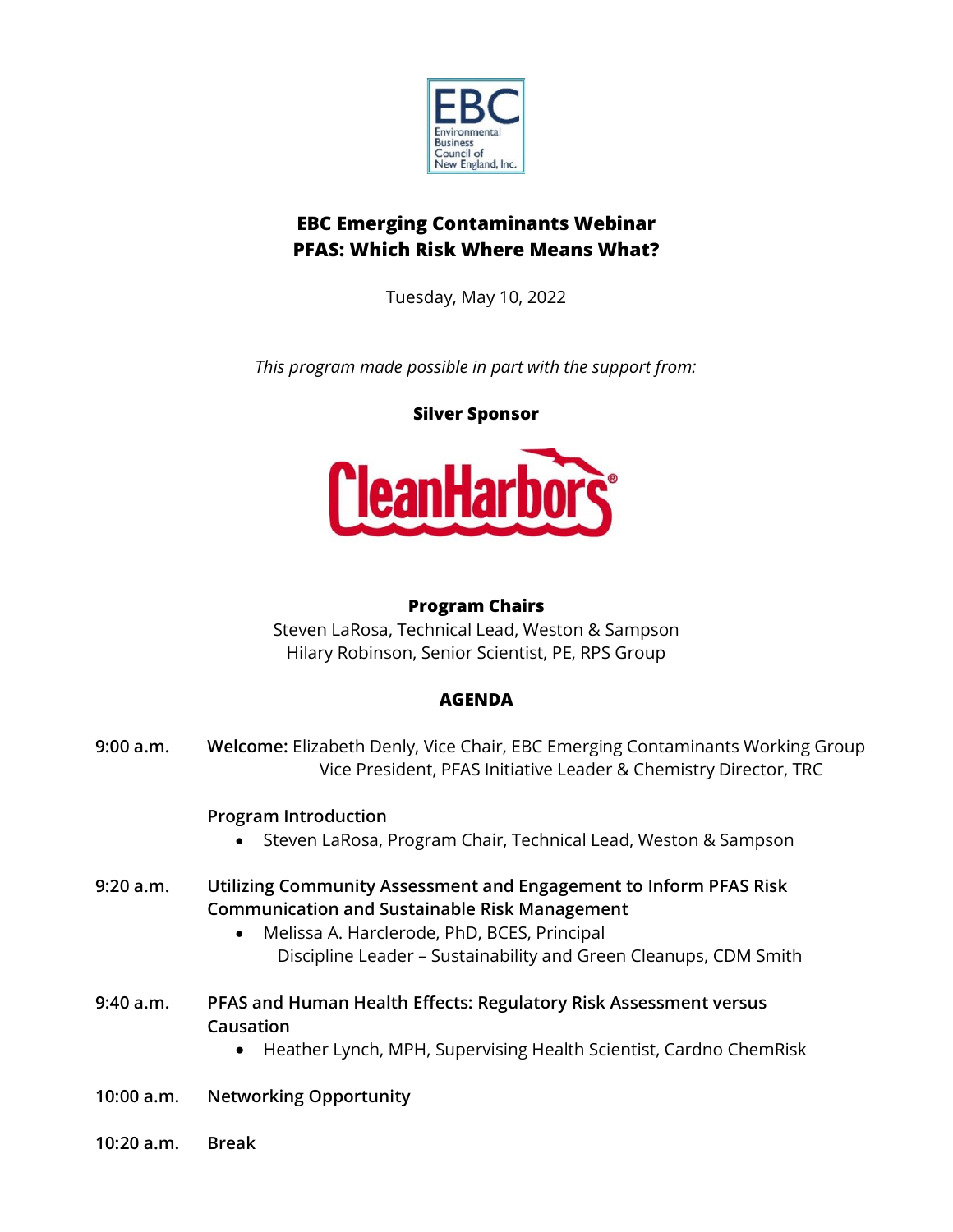# EBC Emerging Contaminants Webinar
# PFAS: Which Risk Where Means What?

Tuesday, May 10, 2022

*This program made possible in part with the support from:*

**Silver Sponsor**

Clean Harbors

**Program Chairs**

Steven LaRosa, Technical Lead, Weston & Sampson
Hilary Robinson, Senior Scientist, PE, RPS Group

## AGENDA

**9:00 a.m.** **Welcome:** Elizabeth Denly, Vice Chair, EBC Emerging Contaminants Working Group
Vice President, PFAS Initiative Leader & Chemistry Director, TRC

**Program Introduction**

- Steven LaRosa, Program Chair, Technical Lead, Weston & Sampson

**9:20 a.m.** **Utilizing Community Assessment and Engagement to Inform PFAS Risk Communication and Sustainable Risk Management**

- Melissa A. Harclerode, PhD, BCES, Principal
  Discipline Leader – Sustainability and Green Cleanups, CDM Smith

**9:40 a.m.** **PFAS and Human Health Effects: Regulatory Risk Assessment versus Causation**

- Heather Lynch, MPH, Supervising Health Scientist, Cardno ChemRisk

**10:00 a.m.** **Networking Opportunity**

**10:20 a.m.** **Break**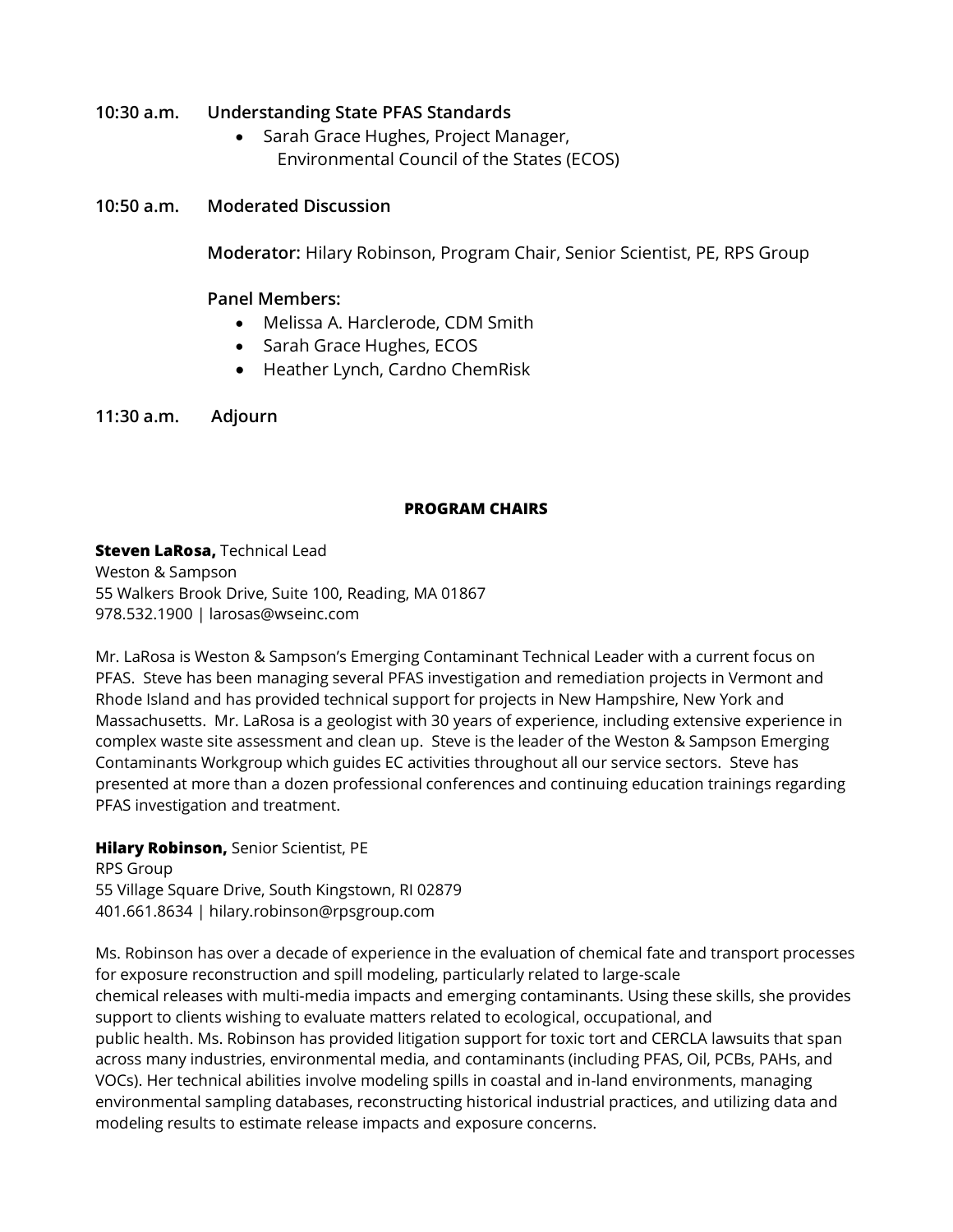**10:30 a.m.** **Understanding State PFAS Standards**

- Sarah Grace Hughes, Project Manager, Environmental Council of the States (ECOS)

**10:50 a.m.** **Moderated Discussion**

**Moderator:** Hilary Robinson, Program Chair, Senior Scientist, PE, RPS Group

**Panel Members:**

- Melissa A. Harclerode, CDM Smith
- Sarah Grace Hughes, ECOS
- Heather Lynch, Cardno ChemRisk

**11:30 a.m.** **Adjourn**

## PROGRAM CHAIRS

**Steven LaRosa,** Technical Lead
Weston & Sampson
55 Walkers Brook Drive, Suite 100, Reading, MA 01867
978.532.1900 | larosas@wseinc.com

Mr. LaRosa is Weston & Sampson's Emerging Contaminant Technical Leader with a current focus on PFAS. Steve has been managing several PFAS investigation and remediation projects in Vermont and Rhode Island and has provided technical support for projects in New Hampshire, New York and Massachusetts. Mr. LaRosa is a geologist with 30 years of experience, including extensive experience in complex waste site assessment and clean up. Steve is the leader of the Weston & Sampson Emerging Contaminants Workgroup which guides EC activities throughout all our service sectors. Steve has presented at more than a dozen professional conferences and continuing education trainings regarding PFAS investigation and treatment.

**Hilary Robinson,** Senior Scientist, PE
RPS Group
55 Village Square Drive, South Kingstown, RI 02879
401.661.8634 | hilary.robinson@rpsgroup.com

Ms. Robinson has over a decade of experience in the evaluation of chemical fate and transport processes for exposure reconstruction and spill modeling, particularly related to large-scale chemical releases with multi-media impacts and emerging contaminants. Using these skills, she provides support to clients wishing to evaluate matters related to ecological, occupational, and public health. Ms. Robinson has provided litigation support for toxic tort and CERCLA lawsuits that span across many industries, environmental media, and contaminants (including PFAS, Oil, PCBs, PAHs, and VOCs). Her technical abilities involve modeling spills in coastal and in-land environments, managing environmental sampling databases, reconstructing historical industrial practices, and utilizing data and modeling results to estimate release impacts and exposure concerns.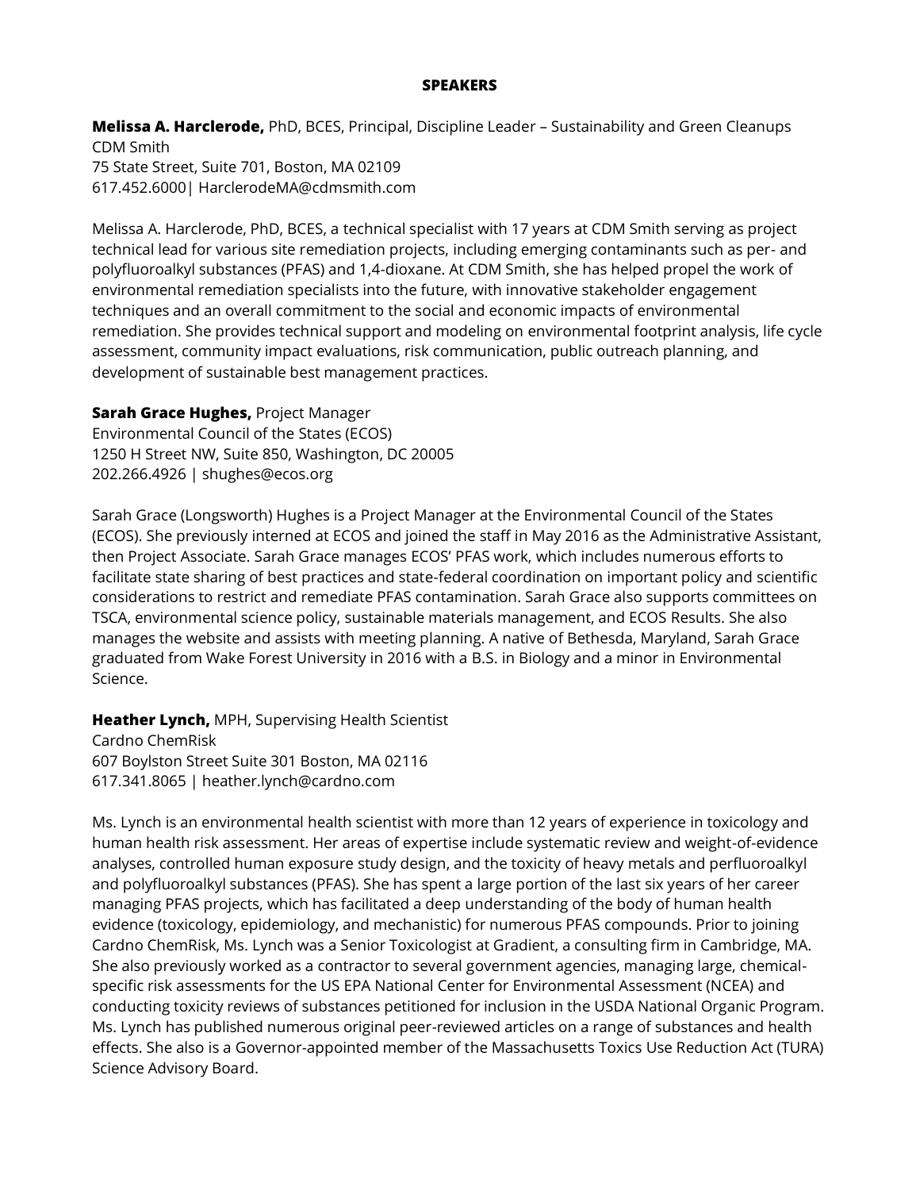**SPEAKERS**

**Melissa A. Harclerode,** PhD, BCES, Principal, Discipline Leader – Sustainability and Green Cleanups
CDM Smith
75 State Street, Suite 701, Boston, MA 02109
617.452.6000| HarclerodeMA@cdmsmith.com

Melissa A. Harclerode, PhD, BCES, a technical specialist with 17 years at CDM Smith serving as project technical lead for various site remediation projects, including emerging contaminants such as per- and polyfluoroalkyl substances (PFAS) and 1,4-dioxane. At CDM Smith, she has helped propel the work of environmental remediation specialists into the future, with innovative stakeholder engagement techniques and an overall commitment to the social and economic impacts of environmental remediation. She provides technical support and modeling on environmental footprint analysis, life cycle assessment, community impact evaluations, risk communication, public outreach planning, and development of sustainable best management practices.

**Sarah Grace Hughes,** Project Manager
Environmental Council of the States (ECOS)
1250 H Street NW, Suite 850, Washington, DC 20005
202.266.4926 | shughes@ecos.org

Sarah Grace (Longsworth) Hughes is a Project Manager at the Environmental Council of the States (ECOS). She previously interned at ECOS and joined the staff in May 2016 as the Administrative Assistant, then Project Associate. Sarah Grace manages ECOS' PFAS work, which includes numerous efforts to facilitate state sharing of best practices and state-federal coordination on important policy and scientific considerations to restrict and remediate PFAS contamination. Sarah Grace also supports committees on TSCA, environmental science policy, sustainable materials management, and ECOS Results. She also manages the website and assists with meeting planning. A native of Bethesda, Maryland, Sarah Grace graduated from Wake Forest University in 2016 with a B.S. in Biology and a minor in Environmental Science.

**Heather Lynch,** MPH, Supervising Health Scientist
Cardno ChemRisk
607 Boylston Street Suite 301 Boston, MA 02116
617.341.8065 | heather.lynch@cardno.com

Ms. Lynch is an environmental health scientist with more than 12 years of experience in toxicology and human health risk assessment. Her areas of expertise include systematic review and weight-of-evidence analyses, controlled human exposure study design, and the toxicity of heavy metals and perfluoroalkyl and polyfluoroalkyl substances (PFAS). She has spent a large portion of the last six years of her career managing PFAS projects, which has facilitated a deep understanding of the body of human health evidence (toxicology, epidemiology, and mechanistic) for numerous PFAS compounds. Prior to joining Cardno ChemRisk, Ms. Lynch was a Senior Toxicologist at Gradient, a consulting firm in Cambridge, MA. She also previously worked as a contractor to several government agencies, managing large, chemical-specific risk assessments for the US EPA National Center for Environmental Assessment (NCEA) and conducting toxicity reviews of substances petitioned for inclusion in the USDA National Organic Program. Ms. Lynch has published numerous original peer-reviewed articles on a range of substances and health effects. She also is a Governor-appointed member of the Massachusetts Toxics Use Reduction Act (TURA) Science Advisory Board.